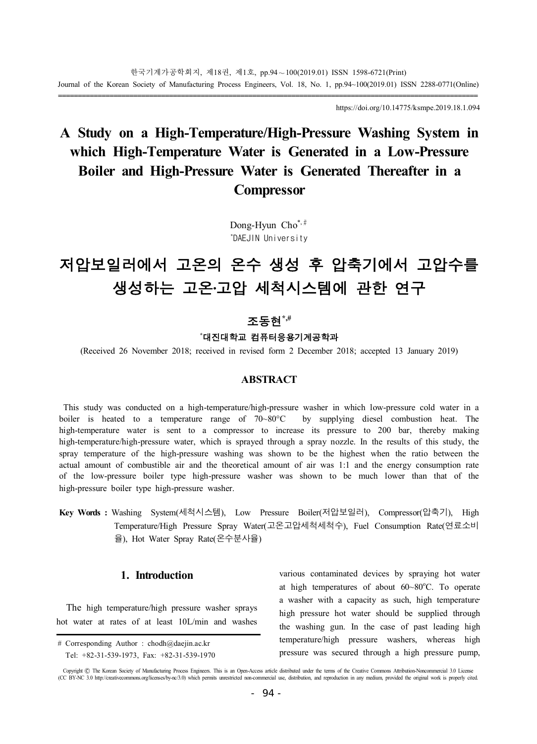https://doi.org/10.14775/ksmpe.2019.18.1.094

# A Study on a High-Temperature/High-Pressure Washing System in which High-Temperature Water is Generated in a Low-Pressure Boiler and High-Pressure Water is Generated Thereafter in a Compressor

Dong-Hyun Cho[*,#]

[*]DAEJIN University

# 저압보일러에서 고온의 온수 생성 후 압축기에서 고압수를 생성하는 고온·고압 세척시스템에 관한 연구

조동현[*,#]

[*]대진대학교 컴퓨터응용기계공학과

(Received 26 November 2018; received in revised form 2 December 2018; accepted 13 January 2019)

## ABSTRACT

This study was conducted on a high-temperature/high-pressure washer in which low-pressure cold water in a boiler is heated to a temperature range of 70~80°C by supplying diesel combustion heat. The high-temperature water is sent to a compressor to increase its pressure to 200 bar, thereby making high-temperature/high-pressure water, which is sprayed through a spray nozzle. In the results of this study, the spray temperature of the high-pressure washing was shown to be the highest when the ratio between the actual amount of combustible air and the theoretical amount of air was 1:1 and the energy consumption rate of the low-pressure boiler type high-pressure washer was shown to be much lower than that of the high-pressure boiler type high-pressure washer.

**Key Words :** Washing System(세척시스템), Low Pressure Boiler(저압보일러), Compressor(압축기), High Temperature/High Pressure Spray Water(고온고압세척세척수), Fuel Consumption Rate(연료소비율), Hot Water Spray Rate(온수분사율)

## 1. Introduction

The high temperature/high pressure washer sprays hot water at rates of at least 10L/min and washes various contaminated devices by spraying hot water at high temperatures of about 60~80°C. To operate a washer with a capacity as such, high temperature-high pressure hot water should be supplied through the washing gun. In the case of past leading high temperature/high pressure washers, whereas high pressure was secured through a high pressure pump,

# Corresponding Author : chodh@daejin.ac.kr
Tel: +82-31-539-1973, Fax: +82-31-539-1970

Copyright ⓒ The Korean Society of Manufacturing Process Engineers. This is an Open-Access article distributed under the terms of the Creative Commons Attribution-Noncommercial 3.0 License (CC BY-NC 3.0 http://creativecommons.org/licenses/by-nc/3.0) which permits unrestricted non-commercial use, distribution, and reproduction in any medium, provided the original work is properly cited.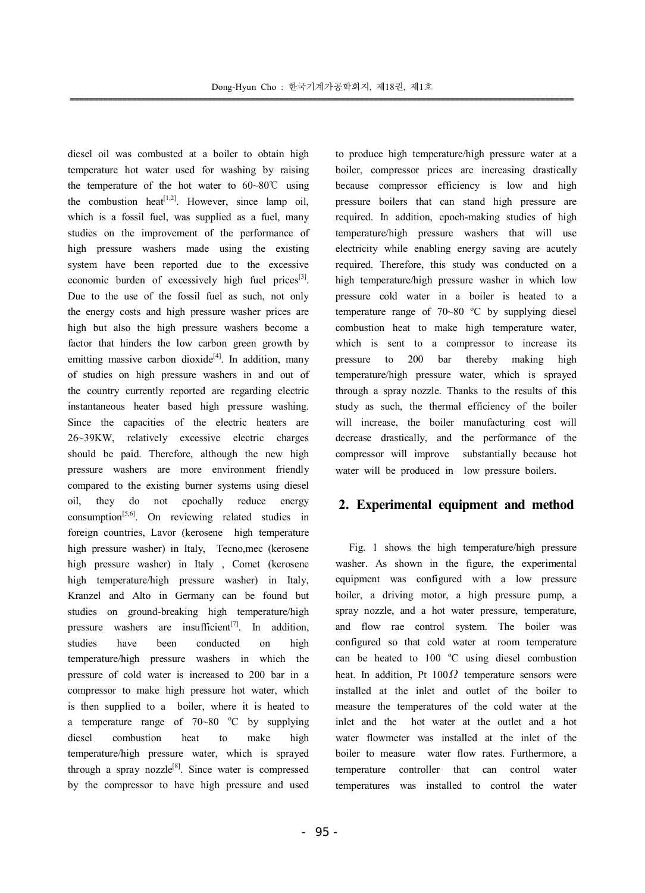diesel oil was combusted at a boiler to obtain high temperature hot water used for washing by raising the temperature of the hot water to 60~80℃ using the combustion heat[1,2]. However, since lamp oil, which is a fossil fuel, was supplied as a fuel, many studies on the improvement of the performance of high pressure washers made using the existing system have been reported due to the excessive economic burden of excessively high fuel prices[3]. Due to the use of the fossil fuel as such, not only the energy costs and high pressure washer prices are high but also the high pressure washers become a factor that hinders the low carbon green growth by emitting massive carbon dioxide[4]. In addition, many of studies on high pressure washers in and out of the country currently reported are regarding electric instantaneous heater based high pressure washing. Since the capacities of the electric heaters are 26~39KW, relatively excessive electric charges should be paid. Therefore, although the new high pressure washers are more environment friendly compared to the existing burner systems using diesel oil, they do not epochally reduce energy consumption[5,6]. On reviewing related studies in foreign countries, Lavor (kerosene high temperature high pressure washer) in Italy, Tecno,mec (kerosene high pressure washer) in Italy , Comet (kerosene high temperature/high pressure washer) in Italy, Kranzel and Alto in Germany can be found but studies on ground-breaking high temperature/high pressure washers are insufficient[7]. In addition, studies have been conducted on high temperature/high pressure washers in which the pressure of cold water is increased to 200 bar in a compressor to make high pressure hot water, which is then supplied to a boiler, where it is heated to a temperature range of 70~80 °C by supplying diesel combustion heat to make high temperature/high pressure water, which is sprayed through a spray nozzle[8]. Since water is compressed by the compressor to have high pressure and used to produce high temperature/high pressure water at a boiler, compressor prices are increasing drastically because compressor efficiency is low and high pressure boilers that can stand high pressure are required. In addition, epoch-making studies of high temperature/high pressure washers that will use electricity while enabling energy saving are acutely required. Therefore, this study was conducted on a high temperature/high pressure washer in which low pressure cold water in a boiler is heated to a temperature range of 70~80 °C by supplying diesel combustion heat to make high temperature water, which is sent to a compressor to increase its pressure to 200 bar thereby making high temperature/high pressure water, which is sprayed through a spray nozzle. Thanks to the results of this study as such, the thermal efficiency of the boiler will increase, the boiler manufacturing cost will decrease drastically, and the performance of the compressor will improve substantially because hot water will be produced in low pressure boilers.

## 2. Experimental equipment and method

Fig. 1 shows the high temperature/high pressure washer. As shown in the figure, the experimental equipment was configured with a low pressure boiler, a driving motor, a high pressure pump, a spray nozzle, and a hot water pressure, temperature, and flow rae control system. The boiler was configured so that cold water at room temperature can be heated to 100 °C using diesel combustion heat. In addition, Pt 100$\Omega$ temperature sensors were installed at the inlet and outlet of the boiler to measure the temperatures of the cold water at the inlet and the hot water at the outlet and a hot water flowmeter was installed at the inlet of the boiler to measure water flow rates. Furthermore, a temperature controller that can control water temperatures was installed to control the water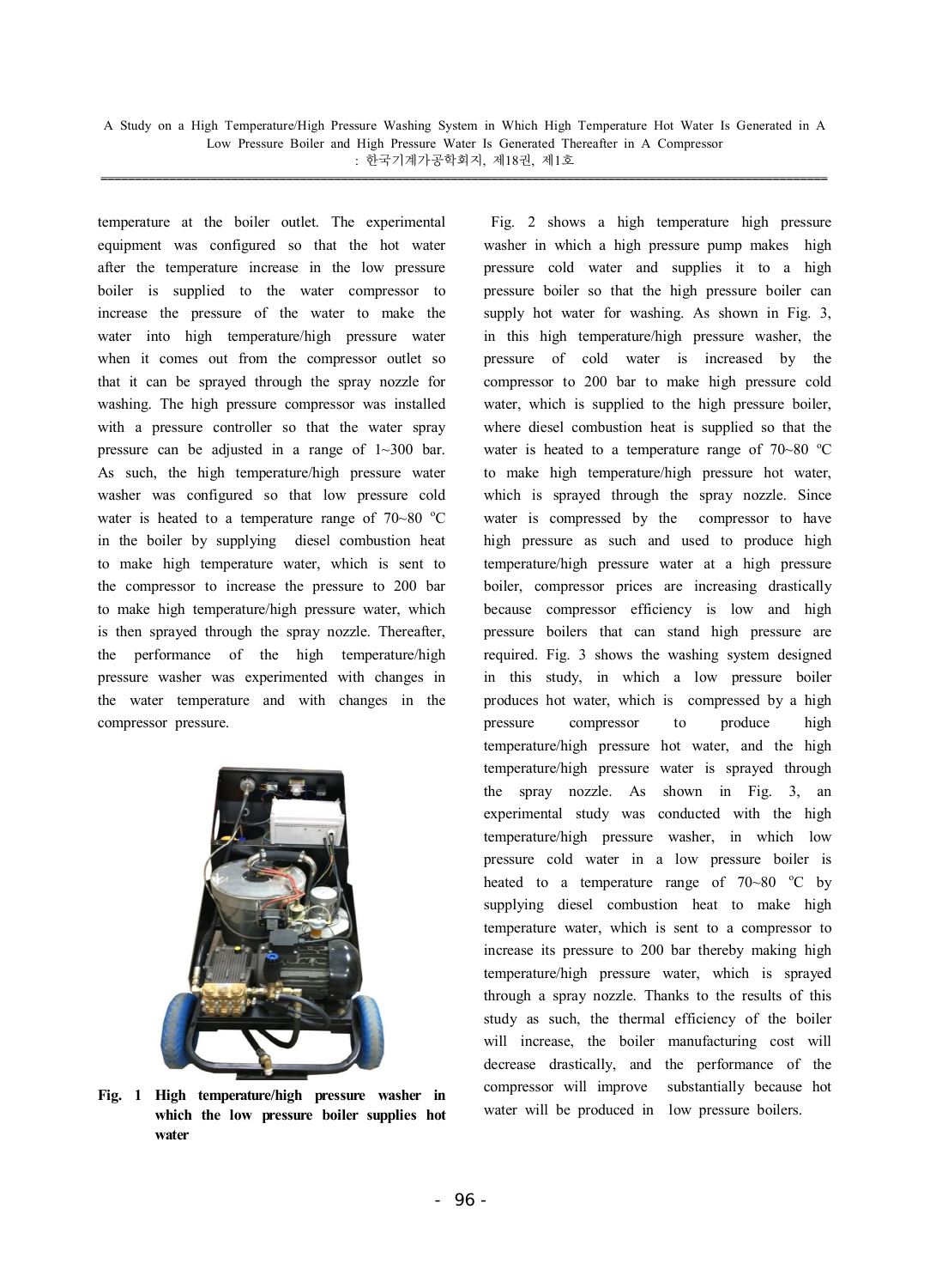temperature at the boiler outlet. The experimental equipment was configured so that the hot water after the temperature increase in the low pressure boiler is supplied to the water compressor to increase the pressure of the water to make the water into high temperature/high pressure water when it comes out from the compressor outlet so that it can be sprayed through the spray nozzle for washing. The high pressure compressor was installed with a pressure controller so that the water spray pressure can be adjusted in a range of 1~300 bar. As such, the high temperature/high pressure water washer was configured so that low pressure cold water is heated to a temperature range of 70~80 ℃ in the boiler by supplying diesel combustion heat to make high temperature water, which is sent to the compressor to increase the pressure to 200 bar to make high temperature/high pressure water, which is then sprayed through the spray nozzle. Thereafter, the performance of the high temperature/high pressure washer was experimented with changes in the water temperature and with changes in the compressor pressure.

**Fig. 1 High temperature/high pressure washer in which the low pressure boiler supplies hot water**

Fig. 2 shows a high temperature high pressure washer in which a high pressure pump makes high pressure cold water and supplies it to a high pressure boiler so that the high pressure boiler can supply hot water for washing. As shown in Fig. 3, in this high temperature/high pressure washer, the pressure of cold water is increased by the compressor to 200 bar to make high pressure cold water, which is supplied to the high pressure boiler, where diesel combustion heat is supplied so that the water is heated to a temperature range of 70~80 ℃ to make high temperature/high pressure hot water, which is sprayed through the spray nozzle. Since water is compressed by the compressor to have high pressure as such and used to produce high temperature/high pressure water at a high pressure boiler, compressor prices are increasing drastically because compressor efficiency is low and high pressure boilers that can stand high pressure are required. Fig. 3 shows the washing system designed in this study, in which a low pressure boiler produces hot water, which is compressed by a high pressure compressor to produce high temperature/high pressure hot water, and the high temperature/high pressure water is sprayed through the spray nozzle. As shown in Fig. 3, an experimental study was conducted with the high temperature/high pressure washer, in which low pressure cold water in a low pressure boiler is heated to a temperature range of 70~80 ℃ by supplying diesel combustion heat to make high temperature water, which is sent to a compressor to increase its pressure to 200 bar thereby making high temperature/high pressure water, which is sprayed through a spray nozzle. Thanks to the results of this study as such, the thermal efficiency of the boiler will increase, the boiler manufacturing cost will decrease drastically, and the performance of the compressor will improve substantially because hot water will be produced in low pressure boilers.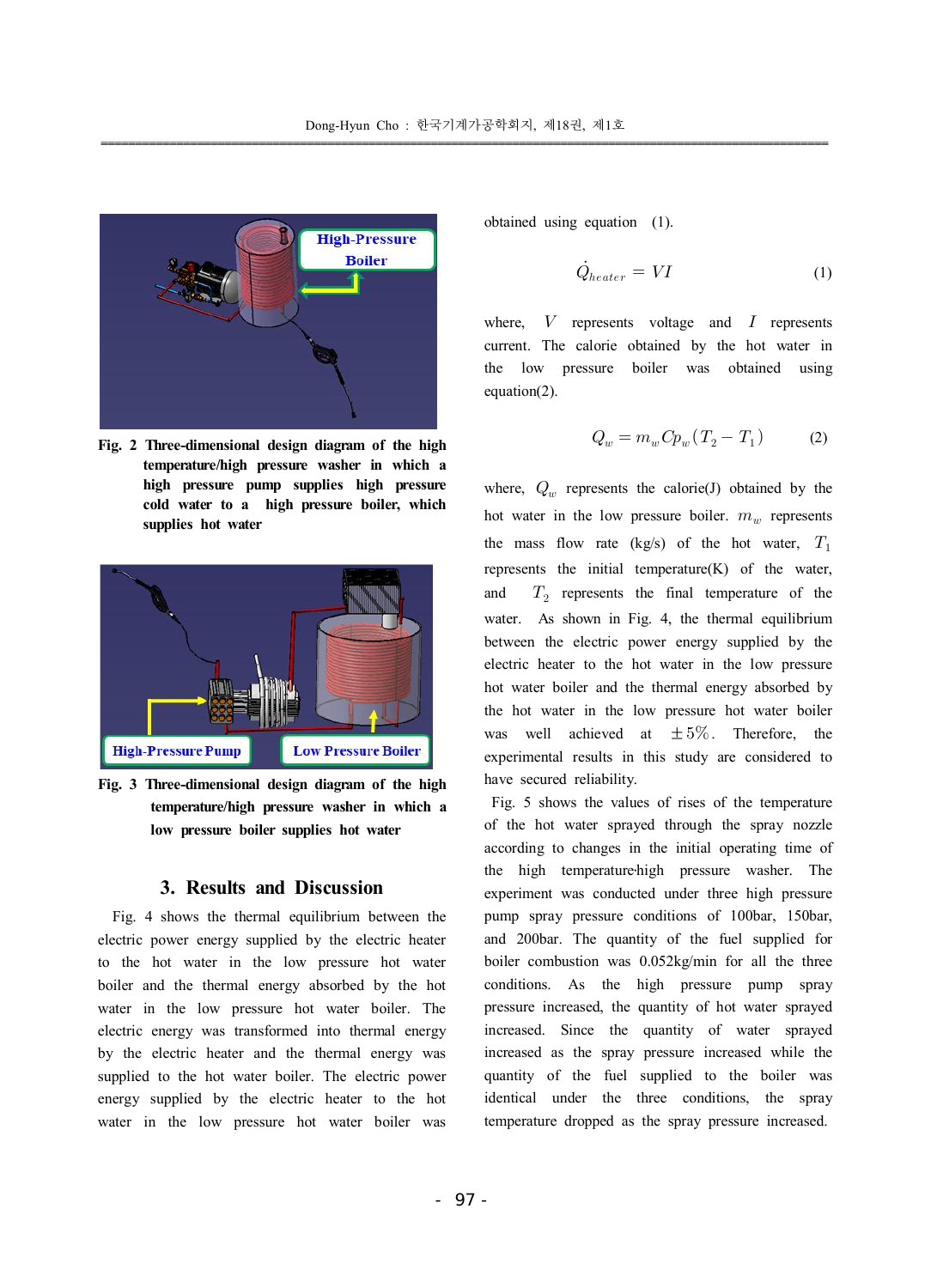Fig. 2 Three-dimensional design diagram of the high temperature/high pressure washer in which a high pressure pump supplies high pressure cold water to a high pressure boiler, which supplies hot water

Fig. 3 Three-dimensional design diagram of the high temperature/high pressure washer in which a low pressure boiler supplies hot water

## 3. Results and Discussion

Fig. 4 shows the thermal equilibrium between the electric power energy supplied by the electric heater to the hot water in the low pressure hot water boiler and the thermal energy absorbed by the hot water in the low pressure hot water boiler. The electric energy was transformed into thermal energy by the electric heater and the thermal energy was supplied to the hot water boiler. The electric power energy supplied by the electric heater to the hot water in the low pressure hot water boiler was obtained using equation (1).

$$\dot{Q}_{heater} = VI \tag{1}$$

where, $V$ represents voltage and $I$ represents current. The calorie obtained by the hot water in the low pressure boiler was obtained using equation(2).

$$Q_w = m_w Cp_w (T_2 - T_1) \tag{2}$$

where, $Q_w$ represents the calorie(J) obtained by the hot water in the low pressure boiler. $m_w$ represents the mass flow rate (kg/s) of the hot water, $T_1$ represents the initial temperature(K) of the water, and $T_2$ represents the final temperature of the water. As shown in Fig. 4, the thermal equilibrium between the electric power energy supplied by the electric heater to the hot water in the low pressure hot water boiler and the thermal energy absorbed by the hot water in the low pressure hot water boiler was well achieved at $\pm 5\%$. Therefore, the experimental results in this study are considered to have secured reliability.

Fig. 5 shows the values of rises of the temperature of the hot water sprayed through the spray nozzle according to changes in the initial operating time of the high temperature-high pressure washer. The experiment was conducted under three high pressure pump spray pressure conditions of 100bar, 150bar, and 200bar. The quantity of the fuel supplied for boiler combustion was 0.052kg/min for all the three conditions. As the high pressure pump spray pressure increased, the quantity of hot water sprayed increased. Since the quantity of water sprayed increased as the spray pressure increased while the quantity of the fuel supplied to the boiler was identical under the three conditions, the spray temperature dropped as the spray pressure increased.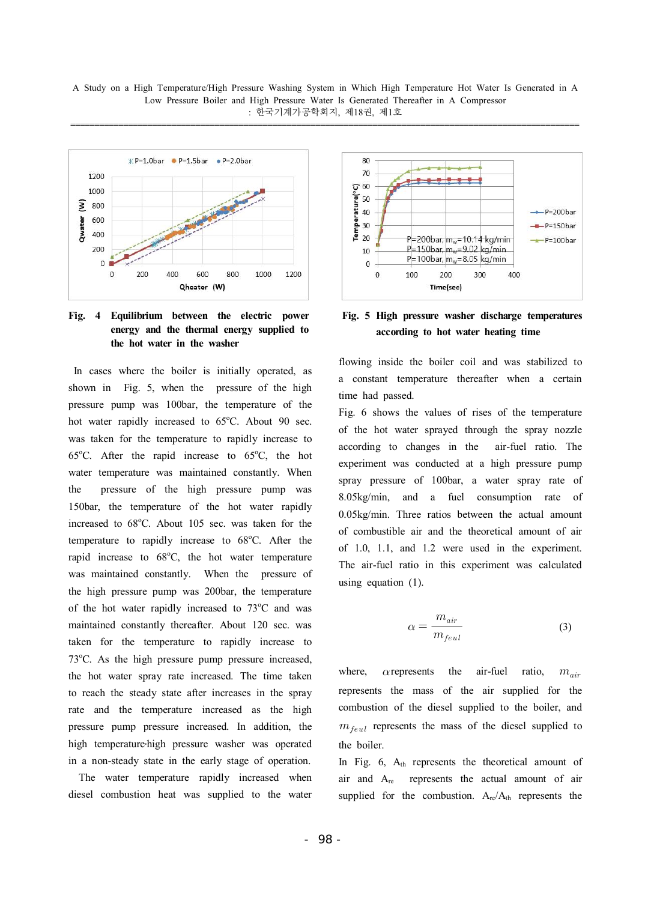**Fig. 4 Equilibrium between the electric power energy and the thermal energy supplied to the hot water in the washer**

**Fig. 5 High pressure washer discharge temperatures according to hot water heating time**

In cases where the boiler is initially operated, as shown in Fig. 5, when the pressure of the high pressure pump was 100bar, the temperature of the hot water rapidly increased to 65°C. About 90 sec. was taken for the temperature to rapidly increase to 65°C. After the rapid increase to 65°C, the hot water temperature was maintained constantly. When the pressure of the high pressure pump was 150bar, the temperature of the hot water rapidly increased to 68°C. About 105 sec. was taken for the temperature to rapidly increase to 68°C. After the rapid increase to 68°C, the hot water temperature was maintained constantly. When the pressure of the high pressure pump was 200bar, the temperature of the hot water rapidly increased to 73°C and was maintained constantly thereafter. About 120 sec. was taken for the temperature to rapidly increase to 73°C. As the high pressure pump pressure increased, the hot water spray rate increased. The time taken to reach the steady state after increases in the spray rate and the temperature increased as the high pressure pump pressure increased. In addition, the high temperature·high pressure washer was operated in a non-steady state in the early stage of operation.

The water temperature rapidly increased when diesel combustion heat was supplied to the water flowing inside the boiler coil and was stabilized to a constant temperature thereafter when a certain time had passed.

Fig. 6 shows the values of rises of the temperature of the hot water sprayed through the spray nozzle according to changes in the air-fuel ratio. The experiment was conducted at a high pressure pump spray pressure of 100bar, a water spray rate of 8.05kg/min, and a fuel consumption rate of 0.05kg/min. Three ratios between the actual amount of combustible air and the theoretical amount of air of 1.0, 1.1, and 1.2 were used in the experiment. The air-fuel ratio in this experiment was calculated using equation (1).

$$\alpha = \frac{m_{air}}{m_{feul}} \tag{3}$$

where, $\alpha$ represents the air-fuel ratio, $m_{air}$ represents the mass of the air supplied for the combustion of the diesel supplied to the boiler, and $m_{feul}$ represents the mass of the diesel supplied to the boiler.

In Fig. 6, $A_{th}$ represents the theoretical amount of air and $A_{re}$ represents the actual amount of air supplied for the combustion. $A_{re}/A_{th}$ represents the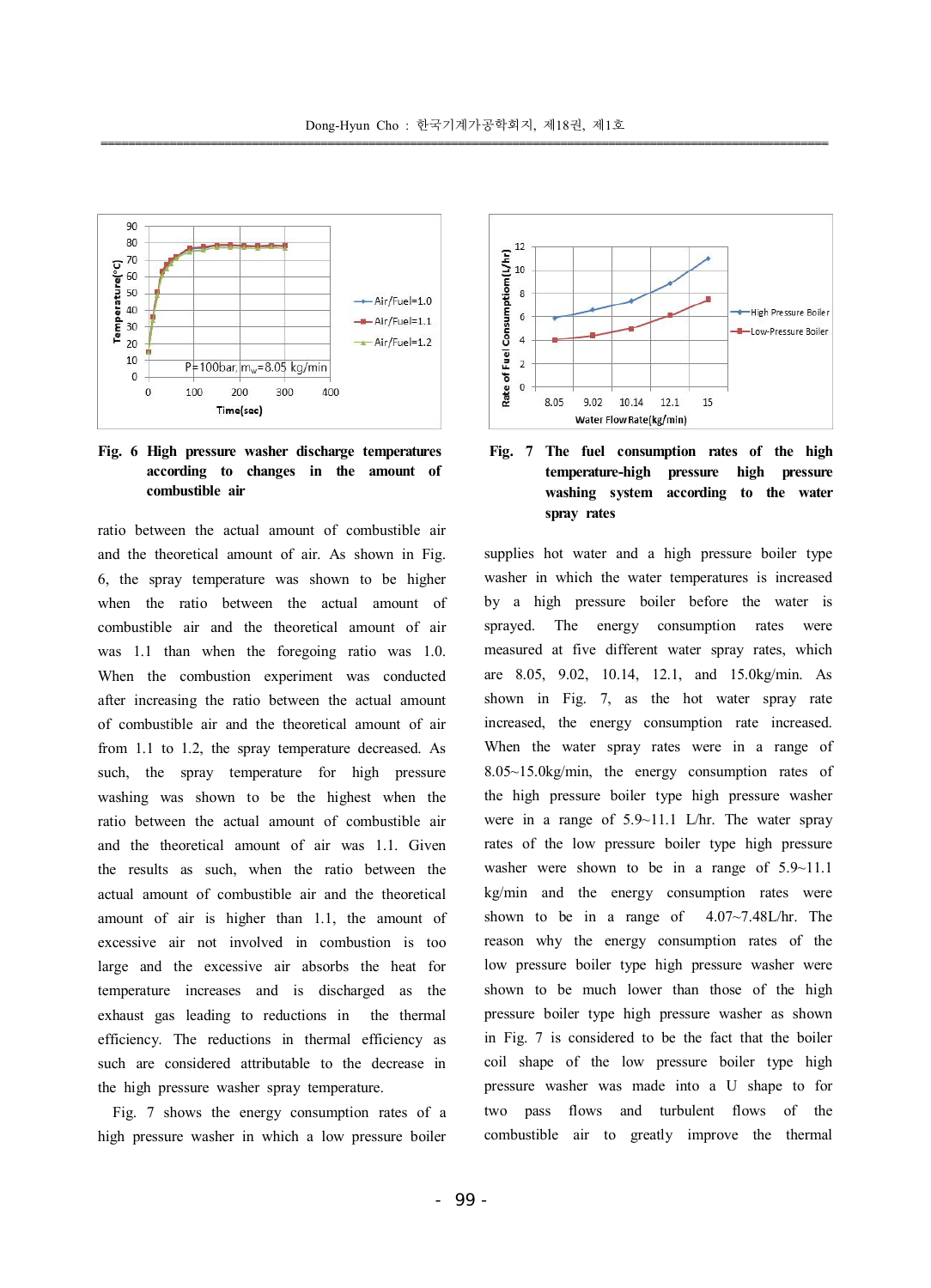**Fig. 6 High pressure washer discharge temperatures according to changes in the amount of combustible air**

**Fig. 7 The fuel consumption rates of the high temperature-high pressure high pressure washing system according to the water spray rates**

ratio between the actual amount of combustible air and the theoretical amount of air. As shown in Fig. 6, the spray temperature was shown to be higher when the ratio between the actual amount of combustible air and the theoretical amount of air was 1.1 than when the foregoing ratio was 1.0. When the combustion experiment was conducted after increasing the ratio between the actual amount of combustible air and the theoretical amount of air from 1.1 to 1.2, the spray temperature decreased. As such, the spray temperature for high pressure washing was shown to be the highest when the ratio between the actual amount of combustible air and the theoretical amount of air was 1.1. Given the results as such, when the ratio between the actual amount of combustible air and the theoretical amount of air is higher than 1.1, the amount of excessive air not involved in combustion is too large and the excessive air absorbs the heat for temperature increases and is discharged as the exhaust gas leading to reductions in the thermal efficiency. The reductions in thermal efficiency as such are considered attributable to the decrease in the high pressure washer spray temperature.

Fig. 7 shows the energy consumption rates of a high pressure washer in which a low pressure boiler supplies hot water and a high pressure boiler type washer in which the water temperatures is increased by a high pressure boiler before the water is sprayed. The energy consumption rates were measured at five different water spray rates, which are 8.05, 9.02, 10.14, 12.1, and 15.0kg/min. As shown in Fig. 7, as the hot water spray rate increased, the energy consumption rate increased. When the water spray rates were in a range of 8.05~15.0kg/min, the energy consumption rates of the high pressure boiler type high pressure washer were in a range of 5.9~11.1 L/hr. The water spray rates of the low pressure boiler type high pressure washer were shown to be in a range of 5.9~11.1 kg/min and the energy consumption rates were shown to be in a range of 4.07~7.48L/hr. The reason why the energy consumption rates of the low pressure boiler type high pressure washer were shown to be much lower than those of the high pressure boiler type high pressure washer as shown in Fig. 7 is considered to be the fact that the boiler coil shape of the low pressure boiler type high pressure washer was made into a U shape to for two pass flows and turbulent flows of the combustible air to greatly improve the thermal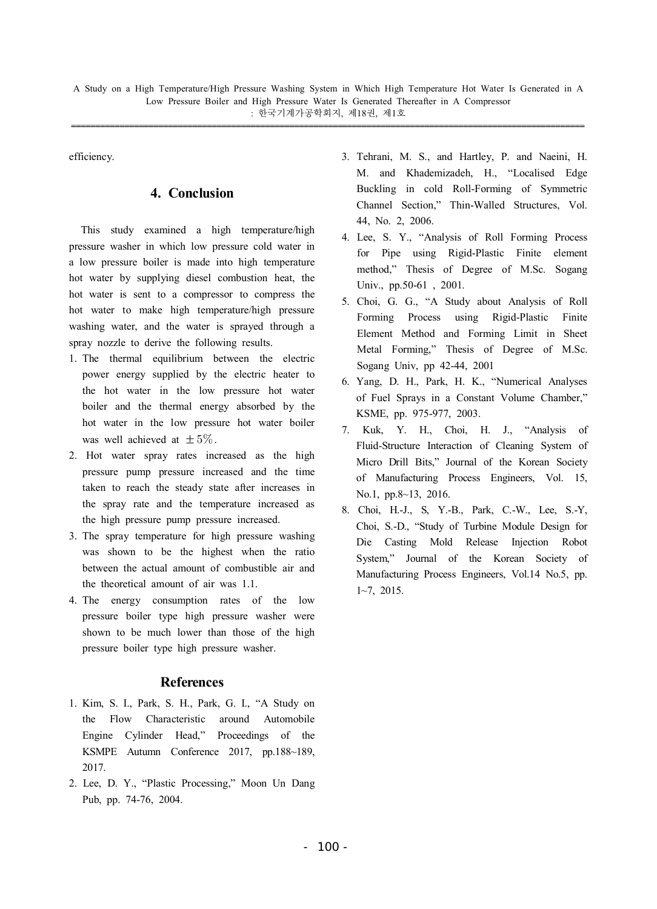efficiency.

## 4. Conclusion

This study examined a high temperature/high pressure washer in which low pressure cold water in a low pressure boiler is made into high temperature hot water by supplying diesel combustion heat, the hot water is sent to a compressor to compress the hot water to make high temperature/high pressure washing water, and the water is sprayed through a spray nozzle to derive the following results.

1. The thermal equilibrium between the electric power energy supplied by the electric heater to the hot water in the low pressure hot water boiler and the thermal energy absorbed by the hot water in the low pressure hot water boiler was well achieved at $\pm 5\%$.
2. Hot water spray rates increased as the high pressure pump pressure increased and the time taken to reach the steady state after increases in the spray rate and the temperature increased as the high pressure pump pressure increased.
3. The spray temperature for high pressure washing was shown to be the highest when the ratio between the actual amount of combustible air and the theoretical amount of air was 1.1.
4. The energy consumption rates of the low pressure boiler type high pressure washer were shown to be much lower than those of the high pressure boiler type high pressure washer.

## References

1. Kim, S. I., Park, S. H., Park, G. I., "A Study on the Flow Characteristic around Automobile Engine Cylinder Head," Proceedings of the KSMPE Autumn Conference 2017, pp.188~189, 2017.
2. Lee, D. Y., "Plastic Processing," Moon Un Dang Pub, pp. 74-76, 2004.
3. Tehrani, M. S., and Hartley, P. and Naeini, H. M. and Khademizadeh, H., "Localised Edge Buckling in cold Roll-Forming of Symmetric Channel Section," Thin-Walled Structures, Vol. 44, No. 2, 2006.
4. Lee, S. Y., "Analysis of Roll Forming Process for Pipe using Rigid-Plastic Finite element method," Thesis of Degree of M.Sc. Sogang Univ., pp.50-61 , 2001.
5. Choi, G. G., "A Study about Analysis of Roll Forming Process using Rigid-Plastic Finite Element Method and Forming Limit in Sheet Metal Forming," Thesis of Degree of M.Sc. Sogang Univ, pp 42-44, 2001
6. Yang, D. H., Park, H. K., "Numerical Analyses of Fuel Sprays in a Constant Volume Chamber," KSME, pp. 975-977, 2003.
7. Kuk, Y. H., Choi, H. J., "Analysis of Fluid-Structure Interaction of Cleaning System of Micro Drill Bits," Journal of the Korean Society of Manufacturing Process Engineers, Vol. 15, No.1, pp.8~13, 2016.
8. Choi, H.-J., S, Y.-B., Park, C.-W., Lee, S.-Y, Choi, S.-D., "Study of Turbine Module Design for Die Casting Mold Release Injection Robot System," Journal of the Korean Society of Manufacturing Process Engineers, Vol.14 No.5, pp. 1~7, 2015.